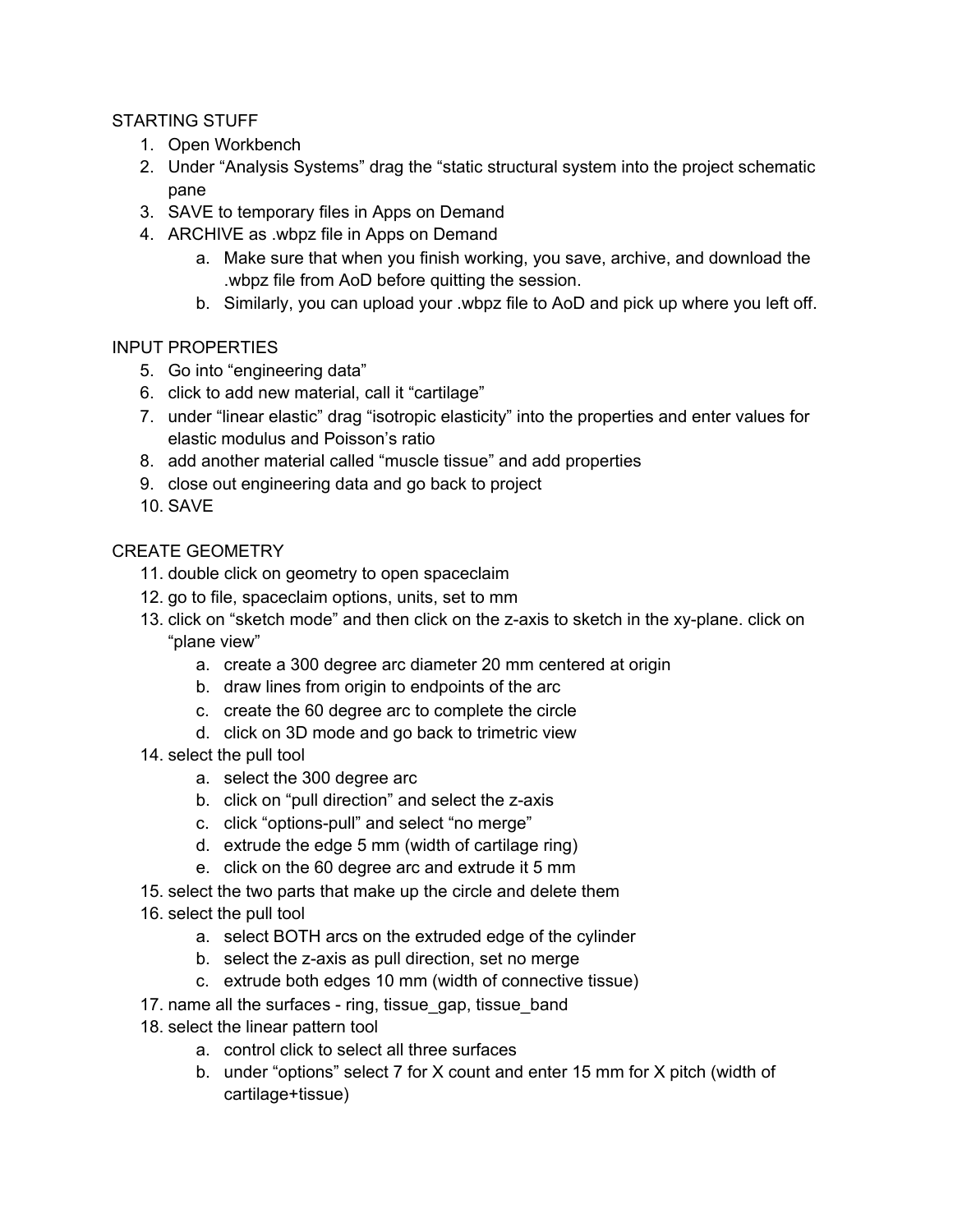STARTING STUFF

1. Open Workbench
2. Under "Analysis Systems" drag the "static structural system into the project schematic pane
3. SAVE to temporary files in Apps on Demand
4. ARCHIVE as .wbpz file in Apps on Demand
    a. Make sure that when you finish working, you save, archive, and download the .wbpz file from AoD before quitting the session.
    b. Similarly, you can upload your .wbpz file to AoD and pick up where you left off.

INPUT PROPERTIES

5. Go into "engineering data"
6. click to add new material, call it "cartilage"
7. under "linear elastic" drag "isotropic elasticity" into the properties and enter values for elastic modulus and Poisson's ratio
8. add another material called "muscle tissue" and add properties
9. close out engineering data and go back to project
10. SAVE

CREATE GEOMETRY

11. double click on geometry to open spaceclaim
12. go to file, spaceclaim options, units, set to mm
13. click on "sketch mode" and then click on the z-axis to sketch in the xy-plane. click on "plane view"
    a. create a 300 degree arc diameter 20 mm centered at origin
    b. draw lines from origin to endpoints of the arc
    c. create the 60 degree arc to complete the circle
    d. click on 3D mode and go back to trimetric view
14. select the pull tool
    a. select the 300 degree arc
    b. click on "pull direction" and select the z-axis
    c. click "options-pull" and select "no merge"
    d. extrude the edge 5 mm (width of cartilage ring)
    e. click on the 60 degree arc and extrude it 5 mm
15. select the two parts that make up the circle and delete them
16. select the pull tool
    a. select BOTH arcs on the extruded edge of the cylinder
    b. select the z-axis as pull direction, set no merge
    c. extrude both edges 10 mm (width of connective tissue)
17. name all the surfaces - ring, tissue_gap, tissue_band
18. select the linear pattern tool
    a. control click to select all three surfaces
    b. under "options" select 7 for X count and enter 15 mm for X pitch (width of cartilage+tissue)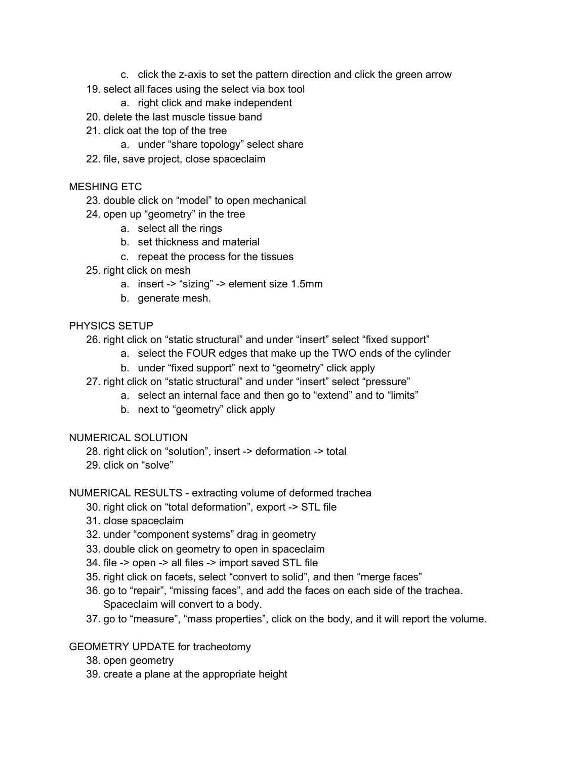c. click the z-axis to set the pattern direction and click the green arrow

19. select all faces using the select via box tool
    a. right click and make independent
20. delete the last muscle tissue band
21. click oat the top of the tree
    a. under "share topology" select share
22. file, save project, close spaceclaim

MESHING ETC

23. double click on "model" to open mechanical
24. open up "geometry" in the tree
    a. select all the rings
    b. set thickness and material
    c. repeat the process for the tissues
25. right click on mesh
    a. insert -> "sizing" -> element size 1.5mm
    b. generate mesh.

PHYSICS SETUP

26. right click on "static structural" and under "insert" select "fixed support"
    a. select the FOUR edges that make up the TWO ends of the cylinder
    b. under "fixed support" next to "geometry" click apply
27. right click on "static structural" and under "insert" select "pressure"
    a. select an internal face and then go to "extend" and to "limits"
    b. next to "geometry" click apply

NUMERICAL SOLUTION

28. right click on "solution", insert -> deformation -> total
29. click on "solve"

NUMERICAL RESULTS - extracting volume of deformed trachea

30. right click on "total deformation", export -> STL file
31. close spaceclaim
32. under "component systems" drag in geometry
33. double click on geometry to open in spaceclaim
34. file -> open -> all files -> import saved STL file
35. right click on facets, select "convert to solid", and then "merge faces"
36. go to "repair", "missing faces", and add the faces on each side of the trachea. Spaceclaim will convert to a body.
37. go to "measure", "mass properties", click on the body, and it will report the volume.

GEOMETRY UPDATE for tracheotomy

38. open geometry
39. create a plane at the appropriate height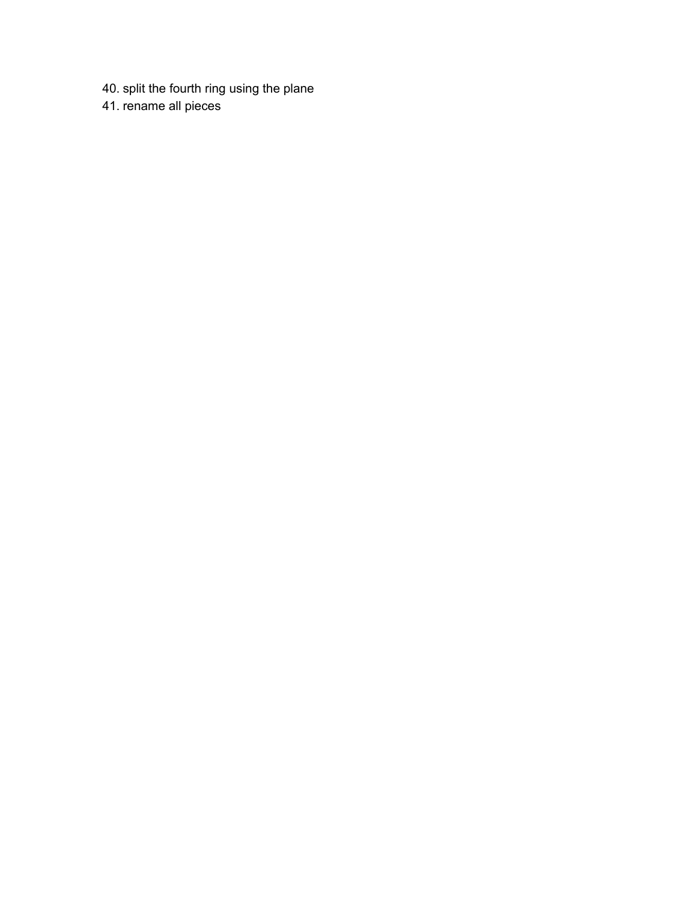40. split the fourth ring using the plane
41. rename all pieces